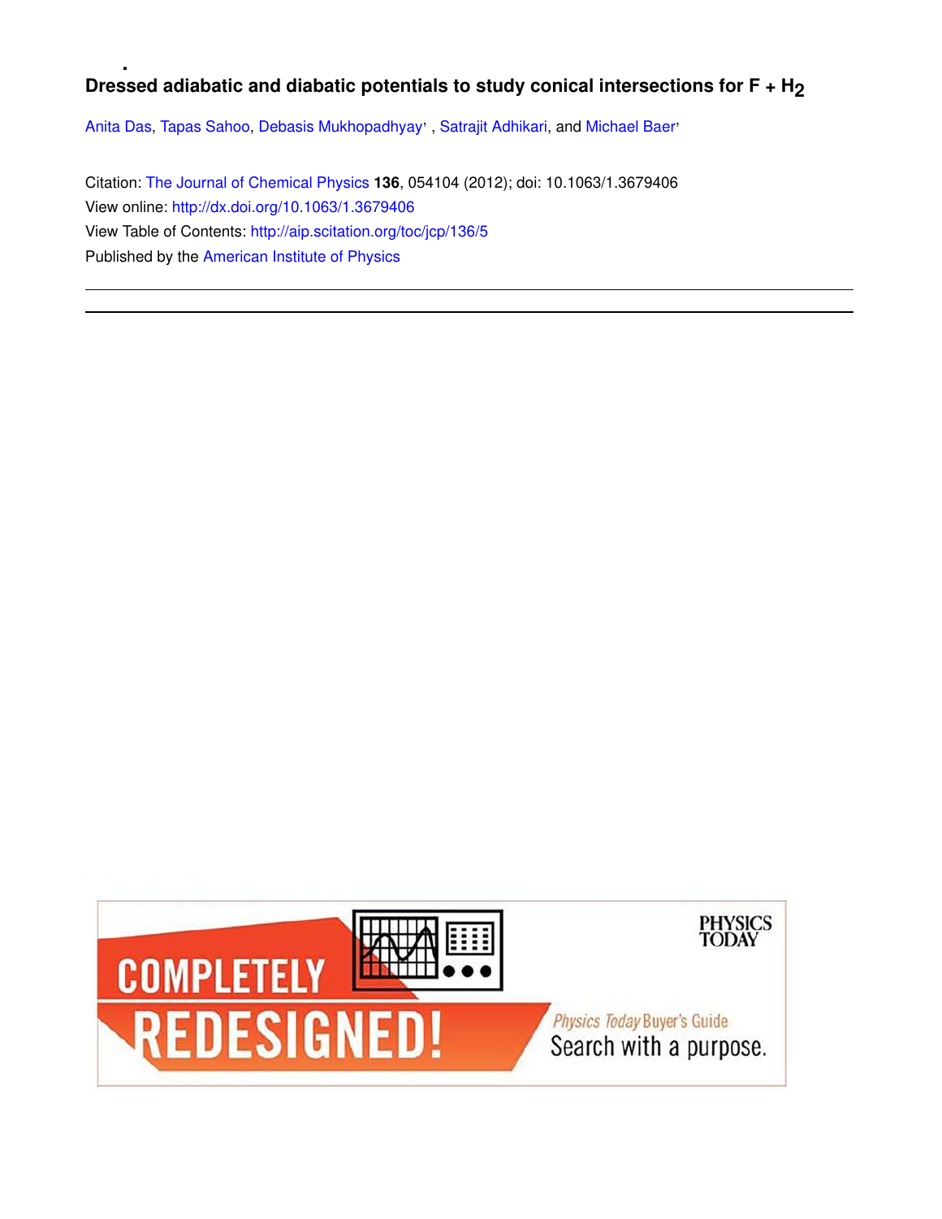# Dressed adiabatic and diabatic potentials to study conical intersections for F + $H_2$

Anita Das, Tapas Sahoo, Debasis Mukhopadhyay, Satrajit Adhikari, and Michael Baer

Citation: The Journal of Chemical Physics **136**, 054104 (2012); doi: 10.1063/1.3679406

View online: http://dx.doi.org/10.1063/1.3679406

View Table of Contents: http://aip.scitation.org/toc/jcp/136/5

Published by the American Institute of Physics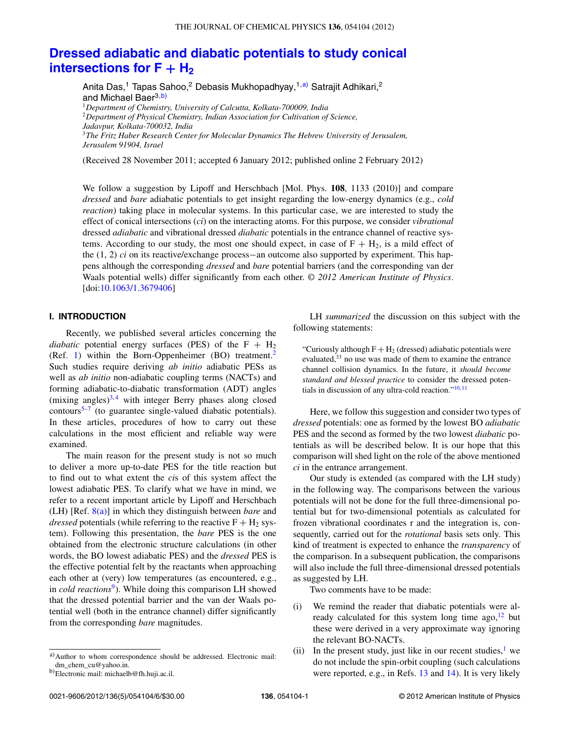# Dressed adiabatic and diabatic potentials to study conical intersections for F + $H_2$

Anita Das,[1] Tapas Sahoo,[2] Debasis Mukhopadhyay,[1,a)] Satrajit Adhikari,[2] and Michael Baer[3,b)]

[1]*Department of Chemistry, University of Calcutta, Kolkata-700009, India*
[2]*Department of Physical Chemistry, Indian Association for Cultivation of Science, Jadavpur, Kolkata-700032, India*
[3]*The Fritz Haber Research Center for Molecular Dynamics The Hebrew University of Jerusalem, Jerusalem 91904, Israel*

(Received 28 November 2011; accepted 6 January 2012; published online 2 February 2012)

We follow a suggestion by Lipoff and Herschbach [Mol. Phys. **108**, 1133 (2010)] and compare *dressed* and *bare* adiabatic potentials to get insight regarding the low-energy dynamics (e.g., *cold reaction*) taking place in molecular systems. In this particular case, we are interested to study the effect of conical intersections (*ci*) on the interacting atoms. For this purpose, we consider *vibrational* dressed *adiabatic* and vibrational dressed *diabatic* potentials in the entrance channel of reactive systems. According to our study, the most one should expect, in case of F + $H_2$, is a mild effect of the (1, 2) *ci* on its reactive/exchange process−an outcome also supported by experiment. This happens although the corresponding *dressed* and *bare* potential barriers (and the corresponding van der Waals potential wells) differ significantly from each other. *© 2012 American Institute of Physics*. [doi:10.1063/1.3679406]

## I. INTRODUCTION

Recently, we published several articles concerning the *diabatic* potential energy surfaces (PES) of the F + $H_2$ (Ref. 1) within the Born-Oppenheimer (BO) treatment.[2] Such studies require deriving *ab initio* adiabatic PESs as well as *ab initio* non-adiabatic coupling terms (NACTs) and forming adiabatic-to-diabatic transformation (ADT) angles (mixing angles)[3,4] with integer Berry phases along closed contours[5–7] (to guarantee single-valued diabatic potentials). In these articles, procedures of how to carry out these calculations in the most efficient and reliable way were examined.

The main reason for the present study is not so much to deliver a more up-to-date PES for the title reaction but to find out to what extent the *ci*s of this system affect the lowest adiabatic PES. To clarify what we have in mind, we refer to a recent important article by Lipoff and Herschbach (LH) [Ref. 8(a)] in which they distinguish between *bare* and *dressed* potentials (while referring to the reactive F + $H_2$ system). Following this presentation, the *bare* PES is the one obtained from the electronic structure calculations (in other words, the BO lowest adiabatic PES) and the *dressed* PES is the effective potential felt by the reactants when approaching each other at (very) low temperatures (as encountered, e.g., in *cold reactions*[9]). While doing this comparison LH showed that the dressed potential barrier and the van der Waals potential well (both in the entrance channel) differ significantly from the corresponding *bare* magnitudes.

LH *summarized* the discussion on this subject with the following statements:

> "Curiously although F + $H_2$ (dressed) adiabatic potentials were evaluated,[33] no use was made of them to examine the entrance channel collision dynamics. In the future, it *should become standard and blessed practice* to consider the dressed potentials in discussion of any ultra-cold reaction."[10,11]

Here, we follow this suggestion and consider two types of *dressed* potentials: one as formed by the lowest BO *adiabatic* PES and the second as formed by the two lowest *diabatic* potentials as will be described below. It is our hope that this comparison will shed light on the role of the above mentioned *ci* in the entrance arrangement.

Our study is extended (as compared with the LH study) in the following way. The comparisons between the various potentials will not be done for the full three-dimensional potential but for two-dimensional potentials as calculated for frozen vibrational coordinates r and the integration is, consequently, carried out for the *rotational* basis sets only. This kind of treatment is expected to enhance the *transparency* of the comparison. In a subsequent publication, the comparisons will also include the full three-dimensional dressed potentials as suggested by LH.

Two comments have to be made:

(i) We remind the reader that diabatic potentials were already calculated for this system long time ago,[12] but these were derived in a very approximate way ignoring the relevant BO-NACTs.

(ii) In the present study, just like in our recent studies,[1] we do not include the spin-orbit coupling (such calculations were reported, e.g., in Refs. 13 and 14). It is very likely

---

a) Author to whom correspondence should be addressed. Electronic mail: dm_chem_cu@yahoo.in.

b) Electronic mail: michaelb@fh.huji.ac.il.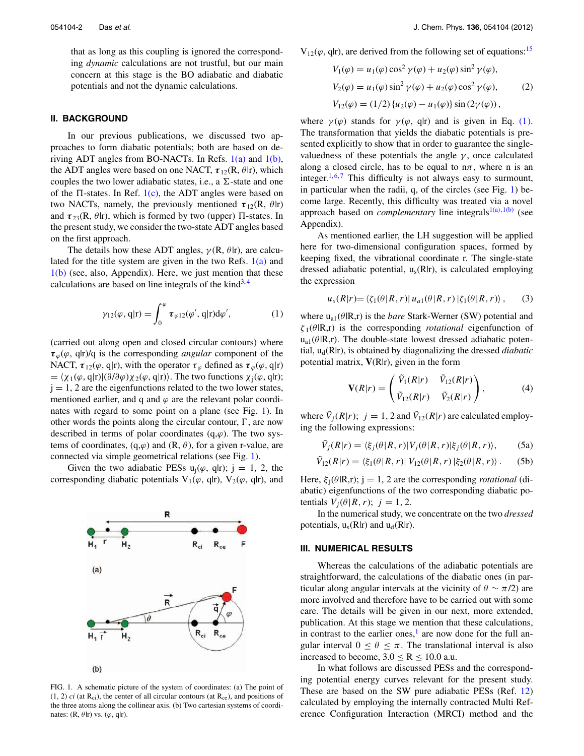that as long as this coupling is ignored the corresponding *dynamic* calculations are not trustful, but our main concern at this stage is the BO adiabatic and diabatic potentials and not the dynamic calculations.

## II. BACKGROUND

In our previous publications, we discussed two approaches to form diabatic potentials; both are based on deriving ADT angles from BO-NACTs. In Refs. 1(a) and 1(b), the ADT angles were based on one NACT, $\boldsymbol{\tau}_{12}(\mathrm{R}, \theta|\mathrm{r})$, which couples the two lower adiabatic states, i.e., a $\Sigma$-state and one of the $\Pi$-states. In Ref. 1(c), the ADT angles were based on two NACTs, namely, the previously mentioned $\boldsymbol{\tau}_{12}(\mathrm{R}, \theta|\mathrm{r})$ and $\boldsymbol{\tau}_{23}(\mathrm{R}, \theta|\mathrm{r})$, which is formed by two (upper) $\Pi$-states. In the present study, we consider the two-state ADT angles based on the first approach.

The details how these ADT angles, $\gamma(\mathrm{R}, \theta|\mathrm{r})$, are calculated for the title system are given in the two Refs. 1(a) and 1(b) (see, also, Appendix). Here, we just mention that these calculations are based on line integrals of the kind[3,4]

$$\gamma_{12}(\varphi, \mathrm{q}|\mathrm{r}) = \int_0^{\varphi} \boldsymbol{\tau}_{\varphi 12}(\varphi', \mathrm{q}|\mathrm{r}) \mathrm{d}\varphi', \qquad (1)$$

(carried out along open and closed circular contours) where $\boldsymbol{\tau}_{\varphi}(\varphi, \mathrm{q}|\mathrm{r})/\mathrm{q}$ is the corresponding *angular* component of the NACT, $\boldsymbol{\tau}_{12}(\varphi, \mathrm{q}|\mathrm{r})$, with the operator $\tau_{\varphi}$ defined as $\boldsymbol{\tau}_{\varphi}(\varphi, \mathrm{q}|\mathrm{r}) = \langle \chi_1(\varphi, \mathrm{q}|\mathrm{r})|(\partial/\partial\varphi)\chi_2(\varphi, \mathrm{q}|\mathrm{r})\rangle$. The two functions $\chi_j(\varphi, \mathrm{q}|\mathrm{r})$; $j = 1, 2$ are the eigenfunctions related to the two lower states, mentioned earlier, and q and $\varphi$ are the relevant polar coordinates with regard to some point on a plane (see Fig. 1). In other words the points along the circular contour, $\Gamma$, are now described in terms of polar coordinates $(\mathrm{q},\varphi)$. The two systems of coordinates, $(\mathrm{q},\varphi)$ and $(\mathrm{R}, \theta)$, for a given r-value, are connected via simple geometrical relations (see Fig. 1).

Given the two adiabatic PESs $\mathrm{u}_j(\varphi, \mathrm{q}|\mathrm{r})$; $j = 1, 2$, the corresponding diabatic potentials $\mathrm{V}_1(\varphi, \mathrm{q}|\mathrm{r})$, $\mathrm{V}_2(\varphi, \mathrm{q}|\mathrm{r})$, and $\mathrm{V}_{12}(\varphi, \mathrm{q}|\mathrm{r})$, are derived from the following set of equations:[15]

$$V_1(\varphi) = u_1(\varphi)\cos^2\gamma(\varphi) + u_2(\varphi)\sin^2\gamma(\varphi),$$
$$V_2(\varphi) = u_1(\varphi)\sin^2\gamma(\varphi) + u_2(\varphi)\cos^2\gamma(\varphi), \qquad (2)$$
$$V_{12}(\varphi) = (1/2)\{u_2(\varphi) - u_1(\varphi)\}\sin(2\gamma(\varphi)),$$

where $\gamma(\varphi)$ stands for $\gamma(\varphi, \mathrm{q}|\mathrm{r})$ and is given in Eq. (1). The transformation that yields the diabatic potentials is presented explicitly to show that in order to guarantee the single-valuedness of these potentials the angle $\gamma$, once calculated along a closed circle, has to be equal to $n\pi$, where n is an integer.[1,6,7] This difficulty is not always easy to surmount, in particular when the radii, q, of the circles (see Fig. 1) become large. Recently, this difficulty was treated via a novel approach based on *complementary* line integrals[1(a),1(b)] (see Appendix).

As mentioned earlier, the LH suggestion will be applied here for two-dimensional configuration spaces, formed by keeping fixed, the vibrational coordinate r. The single-state dressed adiabatic potential, $\mathrm{u_s}(\mathrm{R}|\mathrm{r})$, is calculated employing the expression

$$u_s(R|r) = \langle \zeta_1(\theta|R, r)|\, u_{a1}(\theta|R, r)\, |\zeta_1(\theta|R, r)\rangle\,, \qquad (3)$$

where $\mathrm{u_{a1}}(\theta|\mathrm{R,r})$ is the *bare* Stark-Werner (SW) potential and $\zeta_1(\theta|\mathrm{R,r})$ is the corresponding *rotational* eigenfunction of $\mathrm{u_{a1}}(\theta|\mathrm{R,r})$. The double-state lowest dressed adiabatic potential, $\mathrm{u_d}(\mathrm{R}|\mathrm{r})$, is obtained by diagonalizing the dressed *diabatic* potential matrix, $\mathbf{V}(\mathrm{R}|\mathrm{r})$, given in the form

$$\mathbf{V}(R|r) = \begin{pmatrix} \tilde{V}_1(R|r) & \tilde{V}_{12}(R|r) \\ \tilde{V}_{12}(R|r) & \tilde{V}_2(R|r) \end{pmatrix}, \qquad (4)$$

where $\tilde{V}_j(R|r)$; $j = 1, 2$ and $\tilde{V}_{12}(R|r)$ are calculated employing the following expressions:

$$\tilde{V}_j(R|r) = \langle \xi_j(\theta|R, r)|V_j(\theta|R, r)|\xi_j(\theta|R, r)\rangle, \qquad (5a)$$

$$\tilde{V}_{12}(R|r) = \langle \xi_1(\theta|R, r)|\, V_{12}(\theta|R, r)\, |\xi_2(\theta|R, r)\rangle\,. \qquad (5b)$$

Here, $\xi_j(\theta|\mathrm{R,r})$; $j = 1, 2$ are the corresponding *rotational* (diabatic) eigenfunctions of the two corresponding diabatic potentials $V_j(\theta|R, r)$; $j = 1, 2$.

In the numerical study, we concentrate on the two *dressed* potentials, $\mathrm{u_s}(\mathrm{R}|\mathrm{r})$ and $\mathrm{u_d}(\mathrm{R}|\mathrm{r})$.

## III. NUMERICAL RESULTS

Whereas the calculations of the adiabatic potentials are straightforward, the calculations of the diabatic ones (in particular along angular intervals at the vicinity of $\theta \sim \pi/2$) are more involved and therefore have to be carried out with some care. The details will be given in our next, more extended, publication. At this stage we mention that these calculations, in contrast to the earlier ones,[1] are now done for the full angular interval $0 \le \theta \le \pi$. The translational interval is also increased to become, $3.0 \le \mathrm{R} \le 10.0$ a.u.

In what follows are discussed PESs and the corresponding potential energy curves relevant for the present study. These are based on the SW pure adiabatic PESs (Ref. 12) calculated by employing the internally contracted Multi Reference Configuration Interaction (MRCI) method and the

R

$\mathrm{H_1}$ r $\mathrm{H_2}$ $\mathrm{R_{ci}}$ $\mathrm{R_{ce}}$ F

(a)

$\vec{\mathrm{R}}$ F $\vec{\mathrm{q}}$ $\varphi$ $\theta$

$\mathrm{H_1}$ $\vec{\mathrm{r}}$ $\mathrm{H_2}$ $\mathrm{R_{ci}}$ $\mathrm{R_{ce}}$

(b)

FIG. 1. A schematic picture of the system of coordinates: (a) The point of (1, 2) *ci* (at $\mathrm{R_{ci}}$), the center of all circular contours (at $\mathrm{R_{ce}}$), and positions of the three atoms along the collinear axis. (b) Two cartesian systems of coordinates: $(\mathrm{R}, \theta|\mathrm{r})$ vs. $(\varphi, \mathrm{q}|\mathrm{r})$.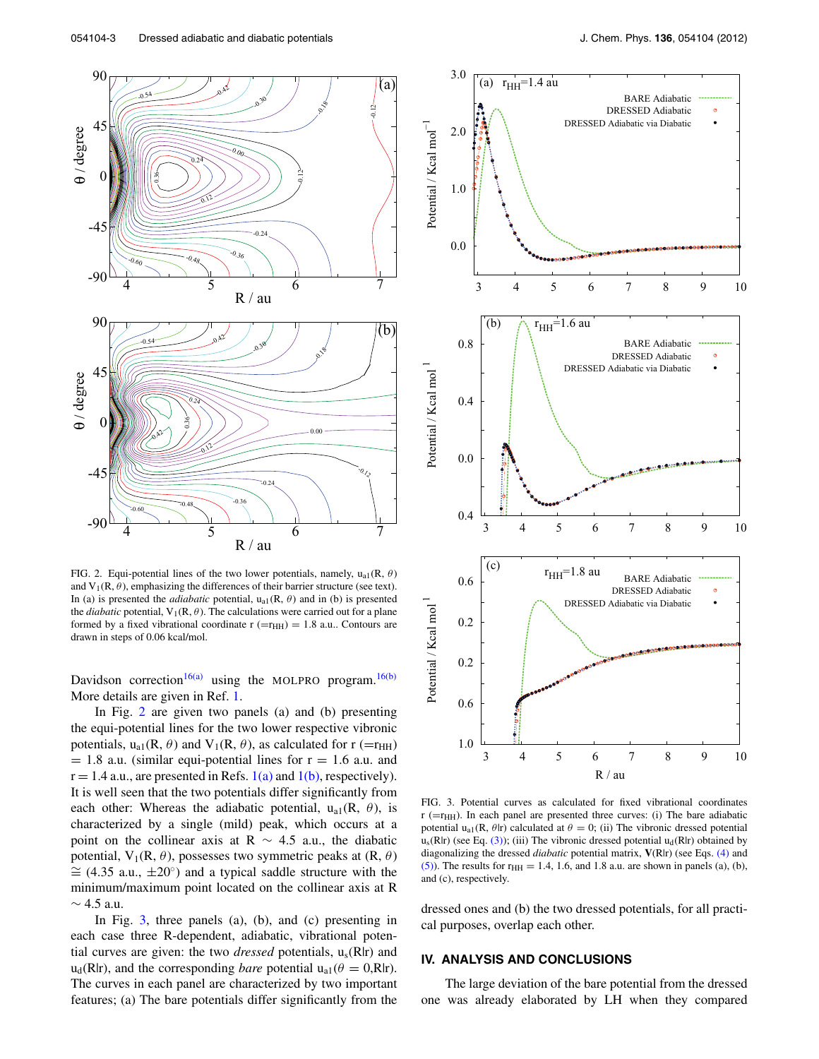90

(a)

-0.54

-0.42

-0.30

-0.18

-0.12

0.00

0.24

0.36

-0.12

0.12

-0.24

-0.36

-0.48

-0.60

45

0

-45

-90

θ / degree

4

5

6

7

R / au

90

(b)

-0.54

-0.42

-0.30

-0.18

0.24

0.36

0.42

0.12

0.00

-0.12

-0.24

-0.36

-0.48

-0.60

45

0

-45

-90

θ / degree

4

5

6

7

R / au

FIG. 2. Equi-potential lines of the two lower potentials, namely, $u_{a1}(R, \theta)$ and $V_1(R, \theta)$, emphasizing the differences of their barrier structure (see text). In (a) is presented the *adiabatic* potential, $u_{a1}(R, \theta)$ and in (b) is presented the *diabatic* potential, $V_1(R, \theta)$. The calculations were carried out for a plane formed by a fixed vibrational coordinate r (=$r_{HH}$) = 1.8 a.u.. Contours are drawn in steps of 0.06 kcal/mol.

Davidson correction[16(a)] using the MOLPRO program.[16(b)] More details are given in Ref. 1.

In Fig. 2 are given two panels (a) and (b) presenting the equi-potential lines for the two lower respective vibronic potentials, $u_{a1}(R, \theta)$ and $V_1(R, \theta)$, as calculated for r (=$r_{HH}$) = 1.8 a.u. (similar equi-potential lines for r = 1.6 a.u. and r = 1.4 a.u., are presented in Refs. 1(a) and 1(b), respectively). It is well seen that the two potentials differ significantly from each other: Whereas the adiabatic potential, $u_{a1}(R, \theta)$, is characterized by a single (mild) peak, which occurs at a point on the collinear axis at R ∼ 4.5 a.u., the diabatic potential, $V_1(R, \theta)$, possesses two symmetric peaks at (R, θ) ≅ (4.35 a.u., ±20°) and a typical saddle structure with the minimum/maximum point located on the collinear axis at R ∼ 4.5 a.u.

In Fig. 3, three panels (a), (b), and (c) presenting in each case three R-dependent, adiabatic, vibrational potential curves are given: the two *dressed* potentials, $u_s(R|r)$ and $u_d(R|r)$, and the corresponding *bare* potential $u_{a1}(\theta = 0, R|r)$. The curves in each panel are characterized by two important features; (a) The bare potentials differ significantly from the dressed ones and (b) the two dressed potentials, for all practical purposes, overlap each other.

(a) $r_{HH}$=1.4 au

BARE Adiabatic

DRESSED Adiabatic

DRESSED Adiabatic via Diabatic

3.0

2.0

1.0

0.0

Potential / Kcal mol$^{-1}$

3

4

5

6

7

8

9

10

(b) $r_{HH}$=1.6 au

BARE Adiabatic

DRESSED Adiabatic

DRESSED Adiabatic via Diabatic

0.8

0.4

0.0

0.4

Potential / Kcal mol$^{-1}$

3

4

5

6

7

8

9

10

(c) $r_{HH}$=1.8 au

BARE Adiabatic

DRESSED Adiabatic

DRESSED Adiabatic via Diabatic

0.6

0.2

0.2

0.6

1.0

Potential / Kcal mol$^{-1}$

3

4

5

6

7

8

9

10

R / au

FIG. 3. Potential curves as calculated for fixed vibrational coordinates r (=$r_{HH}$). In each panel are presented three curves: (i) The bare adiabatic potential $u_{a1}(R, \theta|r)$ calculated at θ = 0; (ii) The vibronic dressed potential $u_s(R|r)$ (see Eq. (3)); (iii) The vibronic dressed potential $u_d(R|r)$ obtained by diagonalizing the dressed *diabatic* potential matrix, **V**(R|r) (see Eqs. (4) and (5)). The results for $r_{HH}$ = 1.4, 1.6, and 1.8 a.u. are shown in panels (a), (b), and (c), respectively.

## IV. ANALYSIS AND CONCLUSIONS

The large deviation of the bare potential from the dressed one was already elaborated by LH when they compared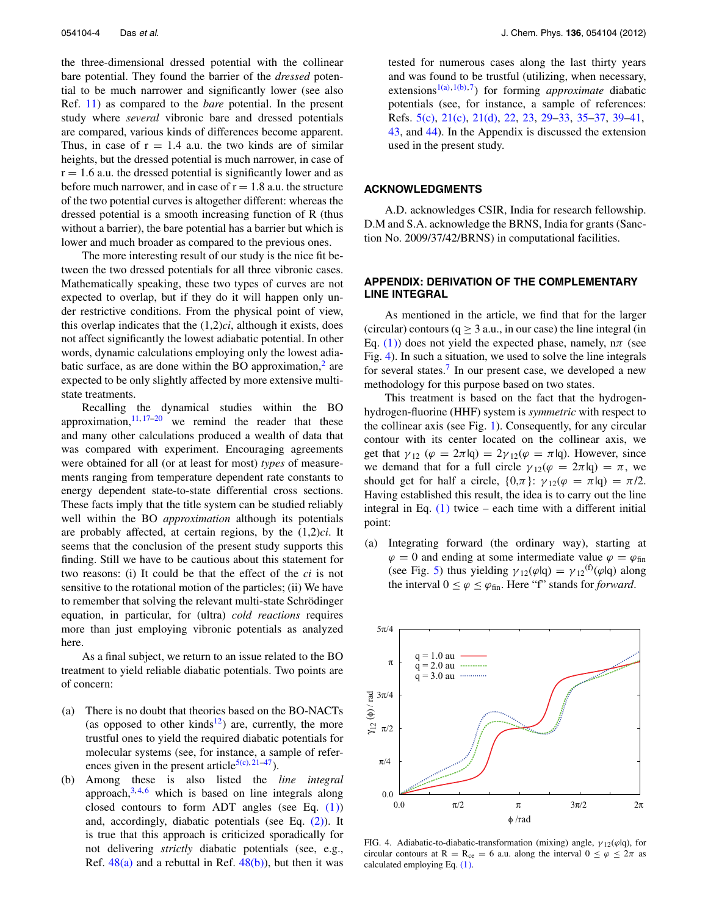the three-dimensional dressed potential with the collinear bare potential. They found the barrier of the *dressed* potential to be much narrower and significantly lower (see also Ref. 11) as compared to the *bare* potential. In the present study where *several* vibronic bare and dressed potentials are compared, various kinds of differences become apparent. Thus, in case of r = 1.4 a.u. the two kinds are of similar heights, but the dressed potential is much narrower, in case of r = 1.6 a.u. the dressed potential is significantly lower and as before much narrower, and in case of r = 1.8 a.u. the structure of the two potential curves is altogether different: whereas the dressed potential is a smooth increasing function of R (thus without a barrier), the bare potential has a barrier but which is lower and much broader as compared to the previous ones.

The more interesting result of our study is the nice fit between the two dressed potentials for all three vibronic cases. Mathematically speaking, these two types of curves are not expected to overlap, but if they do it will happen only under restrictive conditions. From the physical point of view, this overlap indicates that the (1,2)*ci*, although it exists, does not affect significantly the lowest adiabatic potential. In other words, dynamic calculations employing only the lowest adiabatic surface, as are done within the BO approximation,[2] are expected to be only slightly affected by more extensive multi-state treatments.

Recalling the dynamical studies within the BO approximation,[11,17–20] we remind the reader that these and many other calculations produced a wealth of data that was compared with experiment. Encouraging agreements were obtained for all (or at least for most) *types* of measurements ranging from temperature dependent rate constants to energy dependent state-to-state differential cross sections. These facts imply that the title system can be studied reliably well within the BO *approximation* although its potentials are probably affected, at certain regions, by the (1,2)*ci*. It seems that the conclusion of the present study supports this finding. Still we have to be cautious about this statement for two reasons: (i) It could be that the effect of the *ci* is not sensitive to the rotational motion of the particles; (ii) We have to remember that solving the relevant multi-state Schrödinger equation, in particular, for (ultra) *cold reactions* requires more than just employing vibronic potentials as analyzed here.

As a final subject, we return to an issue related to the BO treatment to yield reliable diabatic potentials. Two points are of concern:

(a) There is no doubt that theories based on the BO-NACTs (as opposed to other kinds[12]) are, currently, the more trustful ones to yield the required diabatic potentials for molecular systems (see, for instance, a sample of references given in the present article[5(c),21–47]).

(b) Among these is also listed the *line integral* approach,[3,4,6] which is based on line integrals along closed contours to form ADT angles (see Eq. (1)) and, accordingly, diabatic potentials (see Eq. (2)). It is true that this approach is criticized sporadically for not delivering *strictly* diabatic potentials (see, e.g., Ref. 48(a) and a rebuttal in Ref. 48(b)), but then it was tested for numerous cases along the last thirty years and was found to be trustful (utilizing, when necessary, extensions[1(a),1(b),7]) for forming *approximate* diabatic potentials (see, for instance, a sample of references: Refs. 5(c), 21(c), 21(d), 22, 23, 29–33, 35–37, 39–41, 43, and 44). In the Appendix is discussed the extension used in the present study.

## ACKNOWLEDGMENTS

A.D. acknowledges CSIR, India for research fellowship. D.M and S.A. acknowledge the BRNS, India for grants (Sanction No. 2009/37/42/BRNS) in computational facilities.

## APPENDIX: DERIVATION OF THE COMPLEMENTARY LINE INTEGRAL

As mentioned in the article, we find that for the larger (circular) contours (q ≥ 3 a.u., in our case) the line integral (in Eq. (1)) does not yield the expected phase, namely, $n\pi$ (see Fig. 4). In such a situation, we used to solve the line integrals for several states.[7] In our present case, we developed a new methodology for this purpose based on two states.

This treatment is based on the fact that the hydrogen-hydrogen-fluorine (HHF) system is *symmetric* with respect to the collinear axis (see Fig. 1). Consequently, for any circular contour with its center located on the collinear axis, we get that $\gamma_{12}(\varphi = 2\pi|q) = 2\gamma_{12}(\varphi = \pi|q)$. However, since we demand that for a full circle $\gamma_{12}(\varphi = 2\pi|q) = \pi$, we should get for half a circle, $\{0,\pi\}$: $\gamma_{12}(\varphi = \pi|q) = \pi/2$. Having established this result, the idea is to carry out the line integral in Eq. (1) twice – each time with a different initial point:

(a) Integrating forward (the ordinary way), starting at $\varphi = 0$ and ending at some intermediate value $\varphi = \varphi_{\text{fin}}$ (see Fig. 5) thus yielding $\gamma_{12}(\varphi|q) = \gamma_{12}^{(f)}(\varphi|q)$ along the interval $0 \le \varphi \le \varphi_{\text{fin}}$. Here "f" stands for *forward*.

FIG. 4. Adiabatic-to-diabatic-transformation (mixing) angle, $\gamma_{12}(\varphi|q)$, for circular contours at $R = R_{ce} = 6$ a.u. along the interval $0 \le \varphi \le 2\pi$ as calculated employing Eq. (1).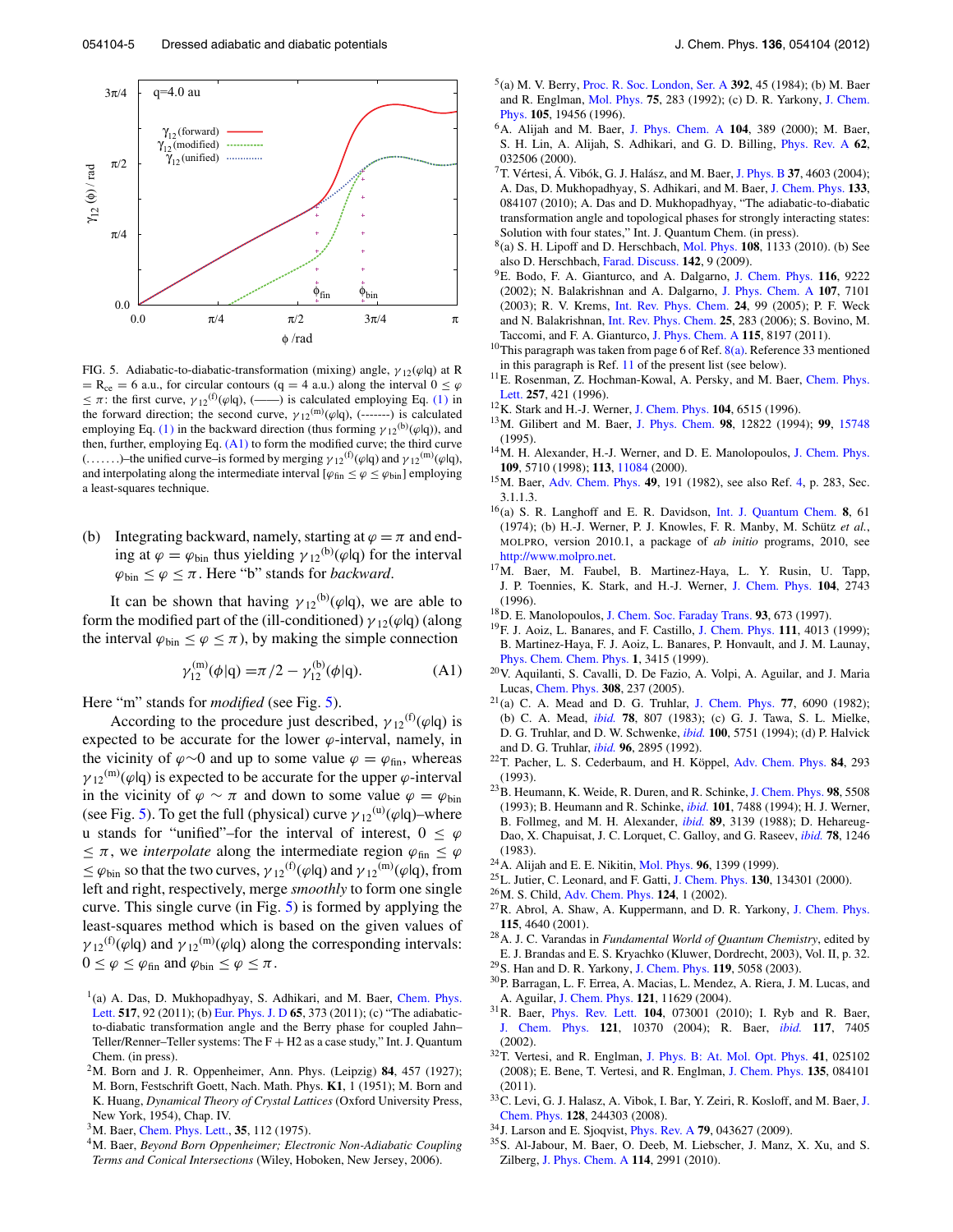q=4.0 au

$\gamma_{12}$(forward)
$\gamma_{12}$(modified)
$\gamma_{12}$(unified)

$\gamma_{12}$ (φ) / rad

3π/4
π/2
π/4
0.0

0.0
π/4
π/2
3π/4
π

φ /rad

$\phi_{fin}$
$\phi_{bin}$

FIG. 5. Adiabatic-to-diabatic-transformation (mixing) angle, $\gamma_{12}(\varphi|q)$ at R = $R_{ce}$ = 6 a.u., for circular contours (q = 4 a.u.) along the interval $0 \le \varphi \le \pi$: the first curve, $\gamma_{12}^{(f)}(\varphi|q)$, (——) is calculated employing Eq. (1) in the forward direction; the second curve, $\gamma_{12}^{(m)}(\varphi|q)$, (-------) is calculated employing Eq. (1) in the backward direction (thus forming $\gamma_{12}^{(b)}(\varphi|q)$), and then, further, employing Eq. (A1) to form the modified curve; the third curve (.......)–the unified curve–is formed by merging $\gamma_{12}^{(f)}(\varphi|q)$ and $\gamma_{12}^{(m)}(\varphi|q)$, and interpolating along the intermediate interval $[\varphi_{fin} \le \varphi \le \varphi_{bin}]$ employing a least-squares technique.

(b) Integrating backward, namely, starting at $\varphi = \pi$ and ending at $\varphi = \varphi_{bin}$ thus yielding $\gamma_{12}^{(b)}(\varphi|q)$ for the interval $\varphi_{bin} \le \varphi \le \pi$. Here "b" stands for *backward*.

It can be shown that having $\gamma_{12}^{(b)}(\varphi|q)$, we are able to form the modified part of the (ill-conditioned) $\gamma_{12}(\varphi|q)$ (along the interval $\varphi_{bin} \le \varphi \le \pi$), by making the simple connection

$$\gamma_{12}^{(m)}(\phi|q) = \pi/2 - \gamma_{12}^{(b)}(\phi|q). \tag{A1}$$

Here "m" stands for *modified* (see Fig. 5).

According to the procedure just described, $\gamma_{12}^{(f)}(\varphi|q)$ is expected to be accurate for the lower $\varphi$-interval, namely, in the vicinity of $\varphi \sim 0$ and up to some value $\varphi = \varphi_{fin}$, whereas $\gamma_{12}^{(m)}(\varphi|q)$ is expected to be accurate for the upper $\varphi$-interval in the vicinity of $\varphi \sim \pi$ and down to some value $\varphi = \varphi_{bin}$ (see Fig. 5). To get the full (physical) curve $\gamma_{12}^{(u)}(\varphi|q)$–where u stands for "unified"–for the interval of interest, $0 \le \varphi \le \pi$, we *interpolate* along the intermediate region $\varphi_{fin} \le \varphi \le \varphi_{bin}$ so that the two curves, $\gamma_{12}^{(f)}(\varphi|q)$ and $\gamma_{12}^{(m)}(\varphi|q)$, from left and right, respectively, merge *smoothly* to form one single curve. This single curve (in Fig. 5) is formed by applying the least-squares method which is based on the given values of $\gamma_{12}^{(f)}(\varphi|q)$ and $\gamma_{12}^{(m)}(\varphi|q)$ along the corresponding intervals: $0 \le \varphi \le \varphi_{fin}$ and $\varphi_{bin} \le \varphi \le \pi$.

[1] (a) A. Das, D. Mukhopadhyay, S. Adhikari, and M. Baer, Chem. Phys. Lett. **517**, 92 (2011); (b) Eur. Phys. J. D **65**, 373 (2011); (c) "The adiabatic-to-diabatic transformation angle and the Berry phase for coupled Jahn–Teller/Renner–Teller systems: The F + H2 as a case study," Int. J. Quantum Chem. (in press).

[2] M. Born and J. R. Oppenheimer, Ann. Phys. (Leipzig) **84**, 457 (1927); M. Born, Festschrift Goett, Nach. Math. Phys. **K1**, 1 (1951); M. Born and K. Huang, *Dynamical Theory of Crystal Lattices* (Oxford University Press, New York, 1954), Chap. IV.

[3] M. Baer, Chem. Phys. Lett., **35**, 112 (1975).

[4] M. Baer, *Beyond Born Oppenheimer; Electronic Non-Adiabatic Coupling Terms and Conical Intersections* (Wiley, Hoboken, New Jersey, 2006).

[5] (a) M. V. Berry, Proc. R. Soc. London, Ser. A **392**, 45 (1984); (b) M. Baer and R. Englman, Mol. Phys. **75**, 283 (1992); (c) D. R. Yarkony, J. Chem. Phys. **105**, 19456 (1996).

[6] A. Alijah and M. Baer, J. Phys. Chem. A **104**, 389 (2000); M. Baer, S. H. Lin, A. Alijah, S. Adhikari, and G. D. Billing, Phys. Rev. A **62**, 032506 (2000).

[7] T. Vértesi, Á. Vibók, G. J. Halász, and M. Baer, J. Phys. B **37**, 4603 (2004); A. Das, D. Mukhopadhyay, S. Adhikari, and M. Baer, J. Chem. Phys. **133**, 084107 (2010); A. Das and D. Mukhopadhyay, "The adiabatic-to-diabatic transformation angle and topological phases for strongly interacting states: Solution with four states," Int. J. Quantum Chem. (in press).

[8] (a) S. H. Lipoff and D. Herschbach, Mol. Phys. **108**, 1133 (2010). (b) See also D. Herschbach, Farad. Discuss. **142**, 9 (2009).

[9] E. Bodo, F. A. Gianturco, and A. Dalgarno, J. Chem. Phys. **116**, 9222 (2002); N. Balakrishnan and A. Dalgarno, J. Phys. Chem. A **107**, 7101 (2003); R. V. Krems, Int. Rev. Phys. Chem. **24**, 99 (2005); P. F. Weck and N. Balakrishnan, Int. Rev. Phys. Chem. **25**, 283 (2006); S. Bovino, M. Tacconi, and F. A. Gianturco, J. Phys. Chem. A **115**, 8197 (2011).

[10] This paragraph was taken from page 6 of Ref. 8(a). Reference 33 mentioned in this paragraph is Ref. 11 of the present list (see below).

[11] E. Rosenman, Z. Hochman-Kowal, A. Persky, and M. Baer, Chem. Phys. Lett. **257**, 421 (1996).

[12] K. Stark and H.-J. Werner, J. Chem. Phys. **104**, 6515 (1996).

[13] M. Gilibert and M. Baer, J. Phys. Chem. **98**, 12822 (1994); **99**, 15748 (1995).

[14] M. H. Alexander, H.-J. Werner, and D. E. Manolopoulos, J. Chem. Phys. **109**, 5710 (1998); **113**, 11084 (2000).

[15] M. Baer, Adv. Chem. Phys. **49**, 191 (1982), see also Ref. 4, p. 283, Sec. 3.1.1.3.

[16] (a) S. R. Langhoff and E. R. Davidson, Int. J. Quantum Chem. **8**, 61 (1974); (b) H.-J. Werner, P. J. Knowles, F. R. Manby, M. Schütz *et al.*, MOLPRO, version 2010.1, a package of *ab initio* programs, 2010, see http://www.molpro.net.

[17] M. Baer, M. Faubel, B. Martinez-Haya, L. Y. Rusin, U. Tapp, J. P. Toennies, K. Stark, and H.-J. Werner, J. Chem. Phys. **104**, 2743 (1996).

[18] D. E. Manolopoulos, J. Chem. Soc. Faraday Trans. **93**, 673 (1997).

[19] F. J. Aoiz, L. Banares, and F. Castillo, J. Chem. Phys. **111**, 4013 (1999); B. Martinez-Haya, F. J. Aoiz, L. Banares, P. Honvault, and J. M. Launay, Phys. Chem. Chem. Phys. **1**, 3415 (1999).

[20] V. Aquilanti, S. Cavalli, D. De Fazio, A. Volpi, A. Aguilar, and J. Maria Lucas, Chem. Phys. **308**, 237 (2005).

[21] (a) C. A. Mead and D. G. Truhlar, J. Chem. Phys. **77**, 6090 (1982); (b) C. A. Mead, *ibid.* **78**, 807 (1983); (c) G. J. Tawa, S. L. Mielke, D. G. Truhlar, and D. W. Schwenke, *ibid.* **100**, 5751 (1994); (d) P. Halvick and D. G. Truhlar, *ibid.* **96**, 2895 (1992).

[22] T. Pacher, L. S. Cederbaum, and H. Köppel, Adv. Chem. Phys. **84**, 293 (1993).

[23] B. Heumann, K. Weide, R. Duren, and R. Schinke, J. Chem. Phys. **98**, 5508 (1993); B. Heumann and R. Schinke, *ibid.* **101**, 7488 (1994); H. J. Werner, B. Follmeg, and M. H. Alexander, *ibid.* **89**, 3139 (1988); D. Hehareug-Dao, X. Chapuisat, J. C. Lorquet, C. Galloy, and G. Raseev, *ibid.* **78**, 1246 (1983).

[24] A. Alijah and E. E. Nikitin, Mol. Phys. **96**, 1399 (1999).

[25] L. Jutier, C. Leonard, and F. Gatti, J. Chem. Phys. **130**, 134301 (2000).

[26] M. S. Child, Adv. Chem. Phys. **124**, 1 (2002).

[27] R. Abrol, A. Shaw, A. Kuppermann, and D. R. Yarkony, J. Chem. Phys. **115**, 4640 (2001).

[28] A. J. C. Varandas in *Fundamental World of Quantum Chemistry*, edited by E. J. Brandas and E. S. Kryachko (Kluwer, Dordrecht, 2003), Vol. II, p. 32.

[29] S. Han and D. R. Yarkony, J. Chem. Phys. **119**, 5058 (2003).

[30] P. Barragan, L. F. Errea, A. Macias, L. Mendez, A. Riera, J. M. Lucas, and A. Aguilar, J. Chem. Phys. **121**, 11629 (2004).

[31] R. Baer, Phys. Rev. Lett. **104**, 073001 (2010); I. Ryb and R. Baer, J. Chem. Phys. **121**, 10370 (2004); R. Baer, *ibid.* **117**, 7405 (2002).

[32] T. Vertesi, and R. Englman, J. Phys. B: At. Mol. Opt. Phys. **41**, 025102 (2008); E. Bene, T. Vertesi, and R. Englman, J. Chem. Phys. **135**, 084101 (2011).

[33] C. Levi, G. J. Halasz, A. Vibok, I. Bar, Y. Zeiri, R. Kosloff, and M. Baer, J. Chem. Phys. **128**, 244303 (2008).

[34] J. Larson and E. Sjoqvist, Phys. Rev. A **79**, 043627 (2009).

[35] S. Al-Jabour, M. Baer, O. Deeb, M. Liebscher, J. Manz, X. Xu, and S. Zilberg, J. Phys. Chem. A **114**, 2991 (2010).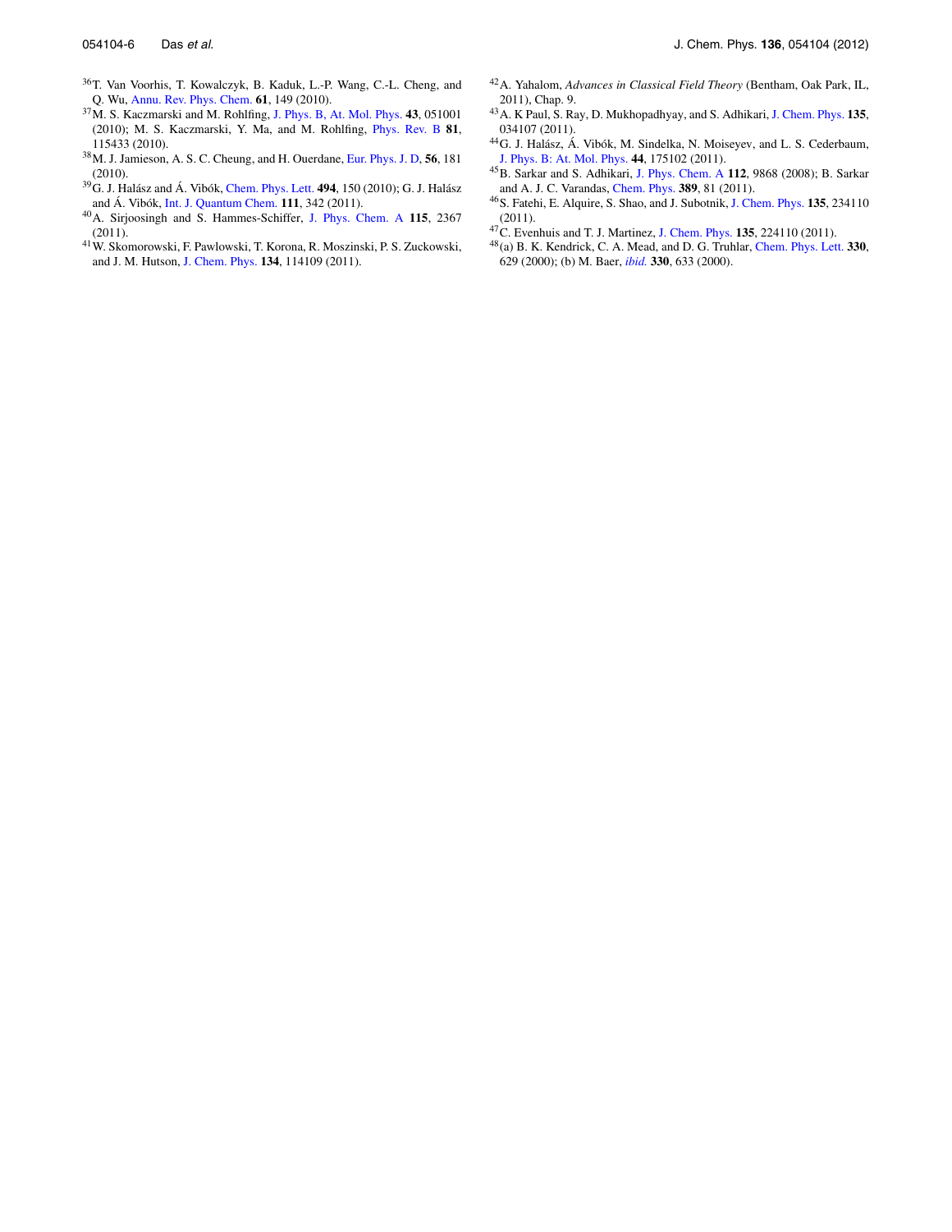[36] T. Van Voorhis, T. Kowalczyk, B. Kaduk, L.-P. Wang, C.-L. Cheng, and Q. Wu, Annu. Rev. Phys. Chem. **61**, 149 (2010).

[37] M. S. Kaczmarski and M. Rohlfing, J. Phys. B, At. Mol. Phys. **43**, 051001 (2010); M. S. Kaczmarski, Y. Ma, and M. Rohlfing, Phys. Rev. B **81**, 115433 (2010).

[38] M. J. Jamieson, A. S. C. Cheung, and H. Ouerdane, Eur. Phys. J. D, **56**, 181 (2010).

[39] G. J. Halász and Á. Vibók, Chem. Phys. Lett. **494**, 150 (2010); G. J. Halász and Á. Vibók, Int. J. Quantum Chem. **111**, 342 (2011).

[40] A. Sirjoosingh and S. Hammes-Schiffer, J. Phys. Chem. A **115**, 2367 (2011).

[41] W. Skomorowski, F. Pawlowski, T. Korona, R. Moszinski, P. S. Zuckowski, and J. M. Hutson, J. Chem. Phys. **134**, 114109 (2011).

[42] A. Yahalom, *Advances in Classical Field Theory* (Bentham, Oak Park, IL, 2011), Chap. 9.

[43] A. K Paul, S. Ray, D. Mukhopadhyay, and S. Adhikari, J. Chem. Phys. **135**, 034107 (2011).

[44] G. J. Halász, Á. Vibók, M. Sindelka, N. Moiseyev, and L. S. Cederbaum, J. Phys. B: At. Mol. Phys. **44**, 175102 (2011).

[45] B. Sarkar and S. Adhikari, J. Phys. Chem. A **112**, 9868 (2008); B. Sarkar and A. J. C. Varandas, Chem. Phys. **389**, 81 (2011).

[46] S. Fatehi, E. Alquire, S. Shao, and J. Subotnik, J. Chem. Phys. **135**, 234110 (2011).

[47] C. Evenhuis and T. J. Martinez, J. Chem. Phys. **135**, 224110 (2011).

[48] (a) B. K. Kendrick, C. A. Mead, and D. G. Truhlar, Chem. Phys. Lett. **330**, 629 (2000); (b) M. Baer, *ibid.* **330**, 633 (2000).